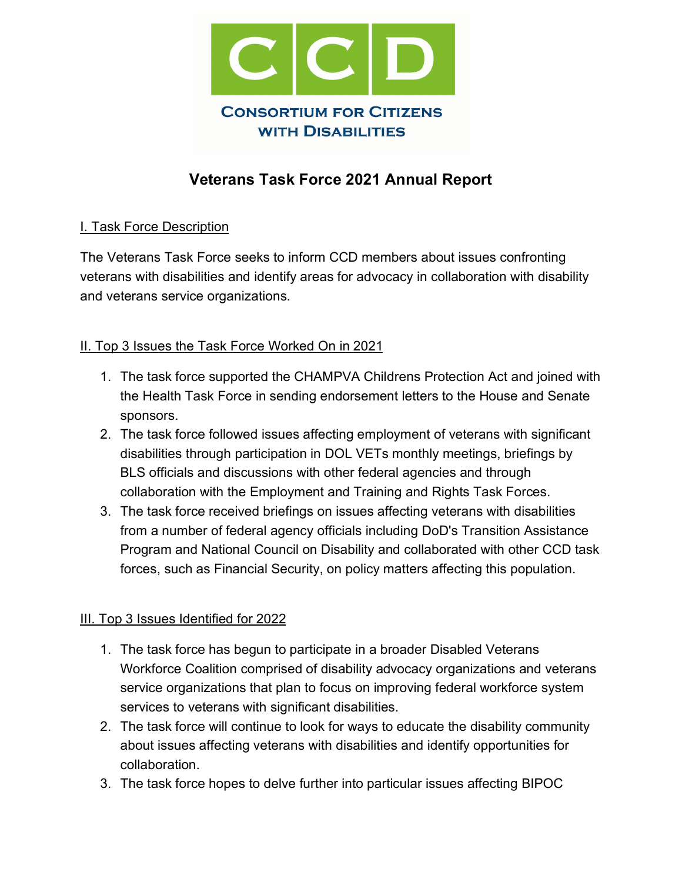# CCD

**Consortium for Citizens with Disabilities**

## Veterans Task Force 2021 Annual Report

### I. Task Force Description

The Veterans Task Force seeks to inform CCD members about issues confronting veterans with disabilities and identify areas for advocacy in collaboration with disability and veterans service organizations.

### II. Top 3 Issues the Task Force Worked On in 2021

1. The task force supported the CHAMPVA Childrens Protection Act and joined with the Health Task Force in sending endorsement letters to the House and Senate sponsors.
2. The task force followed issues affecting employment of veterans with significant disabilities through participation in DOL VETs monthly meetings, briefings by BLS officials and discussions with other federal agencies and through collaboration with the Employment and Training and Rights Task Forces.
3. The task force received briefings on issues affecting veterans with disabilities from a number of federal agency officials including DoD's Transition Assistance Program and National Council on Disability and collaborated with other CCD task forces, such as Financial Security, on policy matters affecting this population.

### III. Top 3 Issues Identified for 2022

1. The task force has begun to participate in a broader Disabled Veterans Workforce Coalition comprised of disability advocacy organizations and veterans service organizations that plan to focus on improving federal workforce system services to veterans with significant disabilities.
2. The task force will continue to look for ways to educate the disability community about issues affecting veterans with disabilities and identify opportunities for collaboration.
3. The task force hopes to delve further into particular issues affecting BIPOC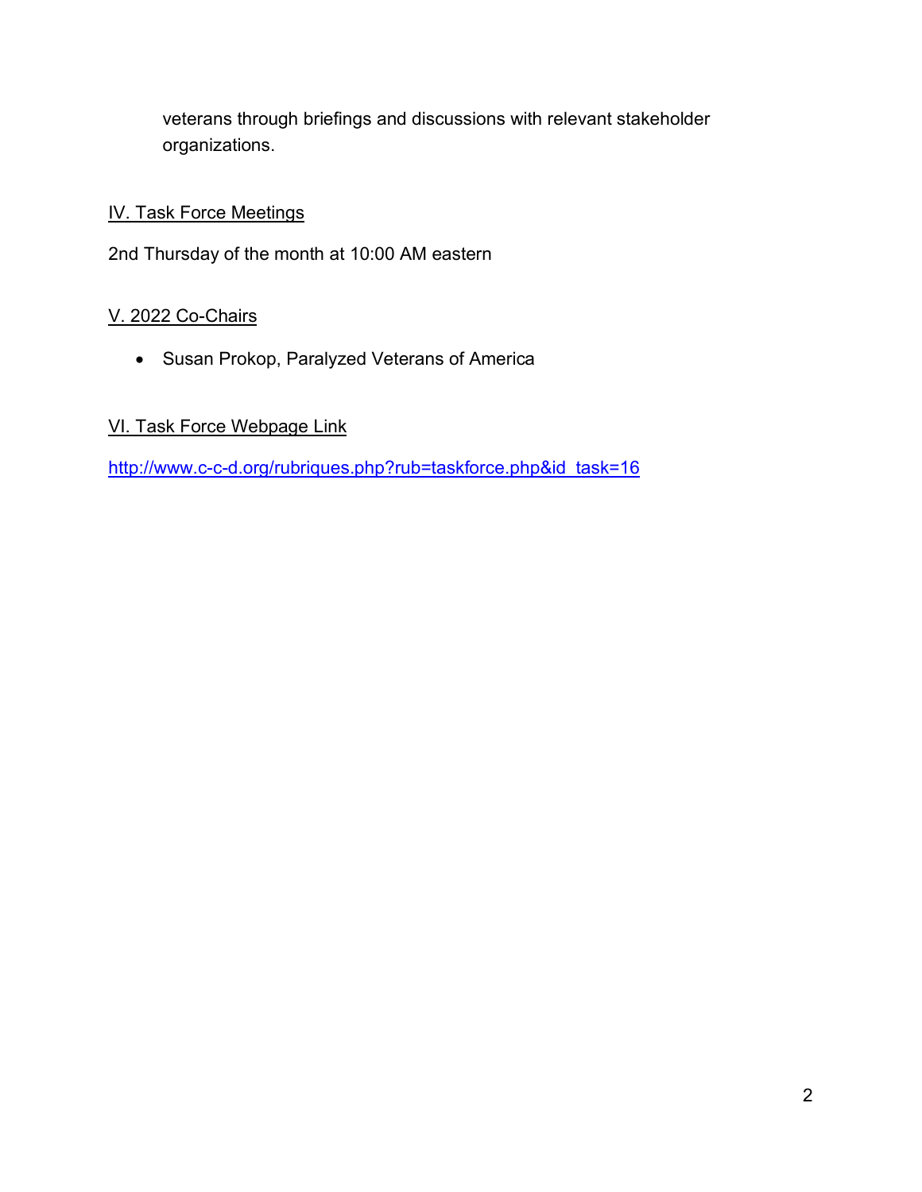veterans through briefings and discussions with relevant stakeholder organizations.

IV. Task Force Meetings

2nd Thursday of the month at 10:00 AM eastern

V. 2022 Co-Chairs

- Susan Prokop, Paralyzed Veterans of America

VI. Task Force Webpage Link

http://www.c-c-d.org/rubriques.php?rub=taskforce.php&id_task=16